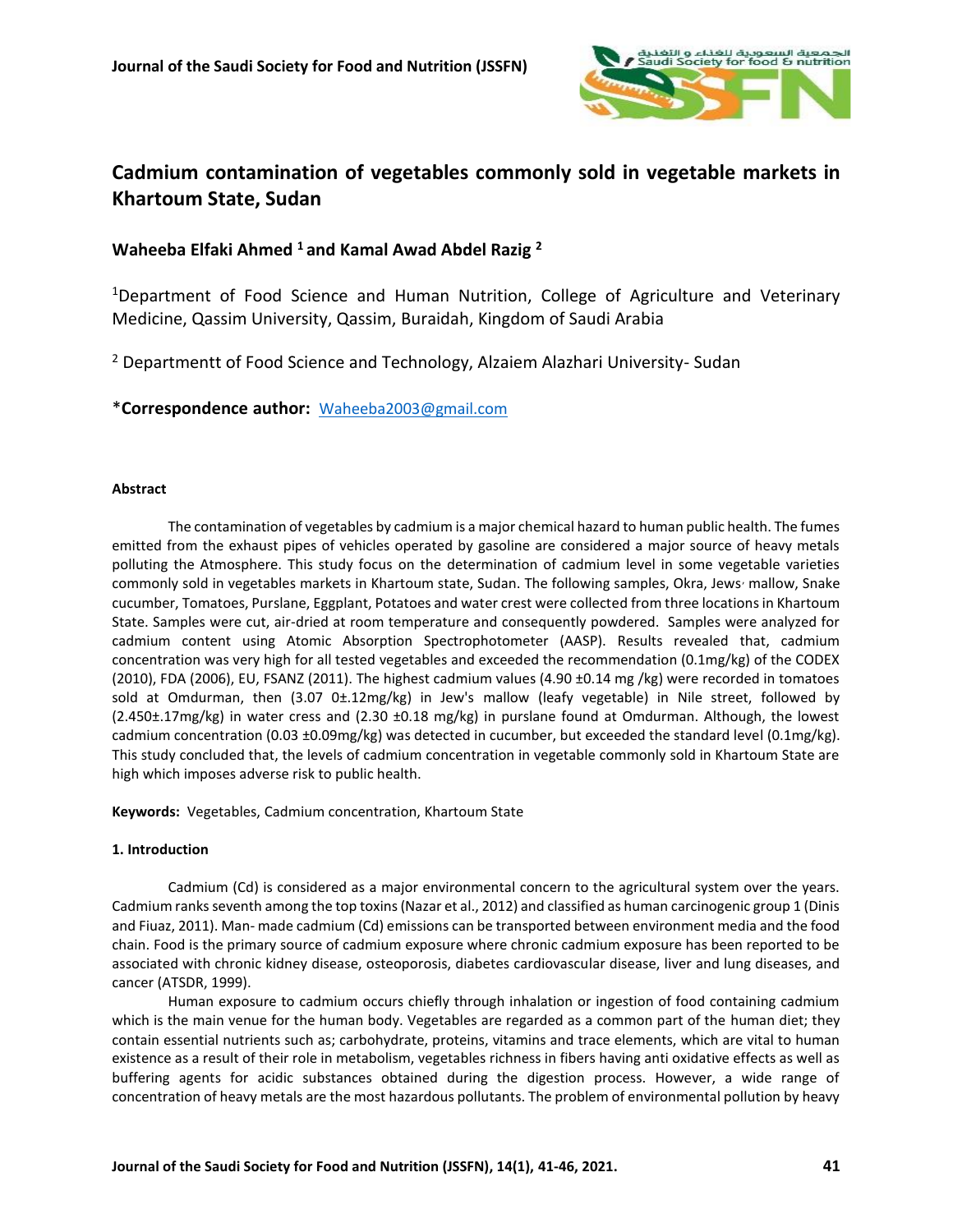# Cadmium contamination of vegetables commonly sold in vegetable markets in Khartoum State, Sudan

**Waheeba Elfaki Ahmed [1] and Kamal Awad Abdel Razig [2]**

[1]Department of Food Science and Human Nutrition, College of Agriculture and Veterinary Medicine, Qassim University, Qassim, Buraidah, Kingdom of Saudi Arabia

[2] Departmentt of Food Science and Technology, Alzaiem Alazhari University- Sudan

*__Correspondence author:__ Waheeba2003@gmail.com

#### Abstract

The contamination of vegetables by cadmium is a major chemical hazard to human public health. The fumes emitted from the exhaust pipes of vehicles operated by gasoline are considered a major source of heavy metals polluting the Atmosphere. This study focus on the determination of cadmium level in some vegetable varieties commonly sold in vegetables markets in Khartoum state, Sudan. The following samples, Okra, Jews' mallow, Snake cucumber, Tomatoes, Purslane, Eggplant, Potatoes and water crest were collected from three locations in Khartoum State. Samples were cut, air-dried at room temperature and consequently powdered. Samples were analyzed for cadmium content using Atomic Absorption Spectrophotometer (AASP). Results revealed that, cadmium concentration was very high for all tested vegetables and exceeded the recommendation (0.1mg/kg) of the CODEX (2010), FDA (2006), EU, FSANZ (2011). The highest cadmium values (4.90 ±0.14 mg /kg) were recorded in tomatoes sold at Omdurman, then (3.07 0±.12mg/kg) in Jew's mallow (leafy vegetable) in Nile street, followed by (2.450±.17mg/kg) in water cress and (2.30 ±0.18 mg/kg) in purslane found at Omdurman. Although, the lowest cadmium concentration (0.03 ±0.09mg/kg) was detected in cucumber, but exceeded the standard level (0.1mg/kg). This study concluded that, the levels of cadmium concentration in vegetable commonly sold in Khartoum State are high which imposes adverse risk to public health.

**Keywords:** Vegetables, Cadmium concentration, Khartoum State

#### 1. Introduction

Cadmium (Cd) is considered as a major environmental concern to the agricultural system over the years. Cadmium ranks seventh among the top toxins (Nazar et al., 2012) and classified as human carcinogenic group 1 (Dinis and Fiuaz, 2011). Man- made cadmium (Cd) emissions can be transported between environment media and the food chain. Food is the primary source of cadmium exposure where chronic cadmium exposure has been reported to be associated with chronic kidney disease, osteoporosis, diabetes cardiovascular disease, liver and lung diseases, and cancer (ATSDR, 1999).

Human exposure to cadmium occurs chiefly through inhalation or ingestion of food containing cadmium which is the main venue for the human body. Vegetables are regarded as a common part of the human diet; they contain essential nutrients such as; carbohydrate, proteins, vitamins and trace elements, which are vital to human existence as a result of their role in metabolism, vegetables richness in fibers having anti oxidative effects as well as buffering agents for acidic substances obtained during the digestion process. However, a wide range of concentration of heavy metals are the most hazardous pollutants. The problem of environmental pollution by heavy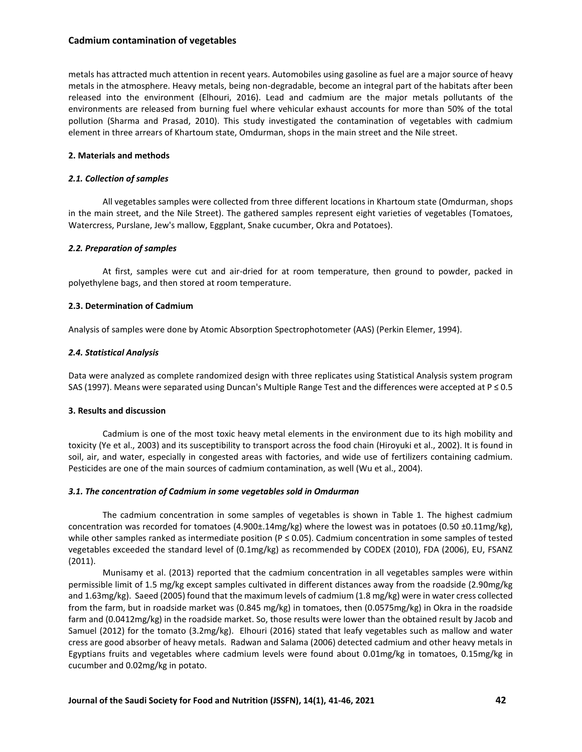metals has attracted much attention in recent years. Automobiles using gasoline as fuel are a major source of heavy metals in the atmosphere. Heavy metals, being non-degradable, become an integral part of the habitats after been released into the environment (Elhouri, 2016). Lead and cadmium are the major metals pollutants of the environments are released from burning fuel where vehicular exhaust accounts for more than 50% of the total pollution (Sharma and Prasad, 2010). This study investigated the contamination of vegetables with cadmium element in three arrears of Khartoum state, Omdurman, shops in the main street and the Nile street.

## 2. Materials and methods

### *2.1. Collection of samples*

All vegetables samples were collected from three different locations in Khartoum state (Omdurman, shops in the main street, and the Nile Street). The gathered samples represent eight varieties of vegetables (Tomatoes, Watercress, Purslane, Jew's mallow, Eggplant, Snake cucumber, Okra and Potatoes).

### *2.2. Preparation of samples*

At first, samples were cut and air-dried for at room temperature, then ground to powder, packed in polyethylene bags, and then stored at room temperature.

### 2.3. Determination of Cadmium

Analysis of samples were done by Atomic Absorption Spectrophotometer (AAS) (Perkin Elemer, 1994).

### *2.4. Statistical Analysis*

Data were analyzed as complete randomized design with three replicates using Statistical Analysis system program SAS (1997). Means were separated using Duncan's Multiple Range Test and the differences were accepted at $P \leq 0.5$

## 3. Results and discussion

Cadmium is one of the most toxic heavy metal elements in the environment due to its high mobility and toxicity (Ye et al., 2003) and its susceptibility to transport across the food chain (Hiroyuki et al., 2002). It is found in soil, air, and water, especially in congested areas with factories, and wide use of fertilizers containing cadmium. Pesticides are one of the main sources of cadmium contamination, as well (Wu et al., 2004).

### *3.1. The concentration of Cadmium in some vegetables sold in Omdurman*

The cadmium concentration in some samples of vegetables is shown in Table 1. The highest cadmium concentration was recorded for tomatoes (4.900±.14mg/kg) where the lowest was in potatoes (0.50 ±0.11mg/kg), while other samples ranked as intermediate position ($P \leq 0.05$). Cadmium concentration in some samples of tested vegetables exceeded the standard level of (0.1mg/kg) as recommended by CODEX (2010), FDA (2006), EU, FSANZ (2011).

Munisamy et al. (2013) reported that the cadmium concentration in all vegetables samples were within permissible limit of 1.5 mg/kg except samples cultivated in different distances away from the roadside (2.90mg/kg and 1.63mg/kg). Saeed (2005) found that the maximum levels of cadmium (1.8 mg/kg) were in water cress collected from the farm, but in roadside market was (0.845 mg/kg) in tomatoes, then (0.0575mg/kg) in Okra in the roadside farm and (0.0412mg/kg) in the roadside market. So, those results were lower than the obtained result by Jacob and Samuel (2012) for the tomato (3.2mg/kg). Elhouri (2016) stated that leafy vegetables such as mallow and water cress are good absorber of heavy metals. Radwan and Salama (2006) detected cadmium and other heavy metals in Egyptians fruits and vegetables where cadmium levels were found about 0.01mg/kg in tomatoes, 0.15mg/kg in cucumber and 0.02mg/kg in potato.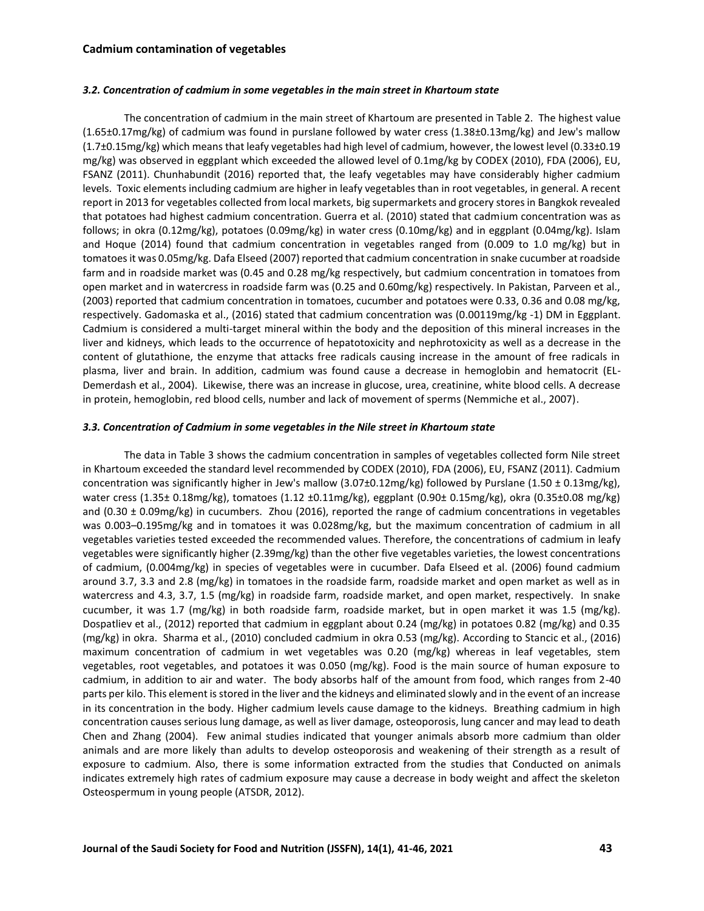### *3.2. Concentration of cadmium in some vegetables in the main street in Khartoum state*

The concentration of cadmium in the main street of Khartoum are presented in Table 2. The highest value (1.65±0.17mg/kg) of cadmium was found in purslane followed by water cress (1.38±0.13mg/kg) and Jew's mallow (1.7±0.15mg/kg) which means that leafy vegetables had high level of cadmium, however, the lowest level (0.33±0.19 mg/kg) was observed in eggplant which exceeded the allowed level of 0.1mg/kg by CODEX (2010), FDA (2006), EU, FSANZ (2011). Chunhabundit (2016) reported that, the leafy vegetables may have considerably higher cadmium levels. Toxic elements including cadmium are higher in leafy vegetables than in root vegetables, in general. A recent report in 2013 for vegetables collected from local markets, big supermarkets and grocery stores in Bangkok revealed that potatoes had highest cadmium concentration. Guerra et al. (2010) stated that cadmium concentration was as follows; in okra (0.12mg/kg), potatoes (0.09mg/kg) in water cress (0.10mg/kg) and in eggplant (0.04mg/kg). Islam and Hoque (2014) found that cadmium concentration in vegetables ranged from (0.009 to 1.0 mg/kg) but in tomatoes it was 0.05mg/kg. Dafa Elseed (2007) reported that cadmium concentration in snake cucumber at roadside farm and in roadside market was (0.45 and 0.28 mg/kg respectively, but cadmium concentration in tomatoes from open market and in watercress in roadside farm was (0.25 and 0.60mg/kg) respectively. In Pakistan, Parveen et al., (2003) reported that cadmium concentration in tomatoes, cucumber and potatoes were 0.33, 0.36 and 0.08 mg/kg, respectively. Gadomaska et al., (2016) stated that cadmium concentration was (0.00119mg/kg -1) DM in Eggplant. Cadmium is considered a multi-target mineral within the body and the deposition of this mineral increases in the liver and kidneys, which leads to the occurrence of hepatotoxicity and nephrotoxicity as well as a decrease in the content of glutathione, the enzyme that attacks free radicals causing increase in the amount of free radicals in plasma, liver and brain. In addition, cadmium was found cause a decrease in hemoglobin and hematocrit (EL-Demerdash et al., 2004). Likewise, there was an increase in glucose, urea, creatinine, white blood cells. A decrease in protein, hemoglobin, red blood cells, number and lack of movement of sperms (Nemmiche et al., 2007).

### *3.3. Concentration of Cadmium in some vegetables in the Nile street in Khartoum state*

The data in Table 3 shows the cadmium concentration in samples of vegetables collected form Nile street in Khartoum exceeded the standard level recommended by CODEX (2010), FDA (2006), EU, FSANZ (2011). Cadmium concentration was significantly higher in Jew's mallow (3.07±0.12mg/kg) followed by Purslane (1.50 ± 0.13mg/kg), water cress (1.35± 0.18mg/kg), tomatoes (1.12 ±0.11mg/kg), eggplant (0.90± 0.15mg/kg), okra (0.35±0.08 mg/kg) and (0.30 ± 0.09mg/kg) in cucumbers. Zhou (2016), reported the range of cadmium concentrations in vegetables was 0.003–0.195mg/kg and in tomatoes it was 0.028mg/kg, but the maximum concentration of cadmium in all vegetables varieties tested exceeded the recommended values. Therefore, the concentrations of cadmium in leafy vegetables were significantly higher (2.39mg/kg) than the other five vegetables varieties, the lowest concentrations of cadmium, (0.004mg/kg) in species of vegetables were in cucumber. Dafa Elseed et al. (2006) found cadmium around 3.7, 3.3 and 2.8 (mg/kg) in tomatoes in the roadside farm, roadside market and open market as well as in watercress and 4.3, 3.7, 1.5 (mg/kg) in roadside farm, roadside market, and open market, respectively. In snake cucumber, it was 1.7 (mg/kg) in both roadside farm, roadside market, but in open market it was 1.5 (mg/kg). Dospatliev et al., (2012) reported that cadmium in eggplant about 0.24 (mg/kg) in potatoes 0.82 (mg/kg) and 0.35 (mg/kg) in okra. Sharma et al., (2010) concluded cadmium in okra 0.53 (mg/kg). According to Stancic et al., (2016) maximum concentration of cadmium in wet vegetables was 0.20 (mg/kg) whereas in leaf vegetables, stem vegetables, root vegetables, and potatoes it was 0.050 (mg/kg). Food is the main source of human exposure to cadmium, in addition to air and water. The body absorbs half of the amount from food, which ranges from 2-40 parts per kilo. This element is stored in the liver and the kidneys and eliminated slowly and in the event of an increase in its concentration in the body. Higher cadmium levels cause damage to the kidneys. Breathing cadmium in high concentration causes serious lung damage, as well as liver damage, osteoporosis, lung cancer and may lead to death Chen and Zhang (2004). Few animal studies indicated that younger animals absorb more cadmium than older animals and are more likely than adults to develop osteoporosis and weakening of their strength as a result of exposure to cadmium. Also, there is some information extracted from the studies that Conducted on animals indicates extremely high rates of cadmium exposure may cause a decrease in body weight and affect the skeleton Osteospermum in young people (ATSDR, 2012).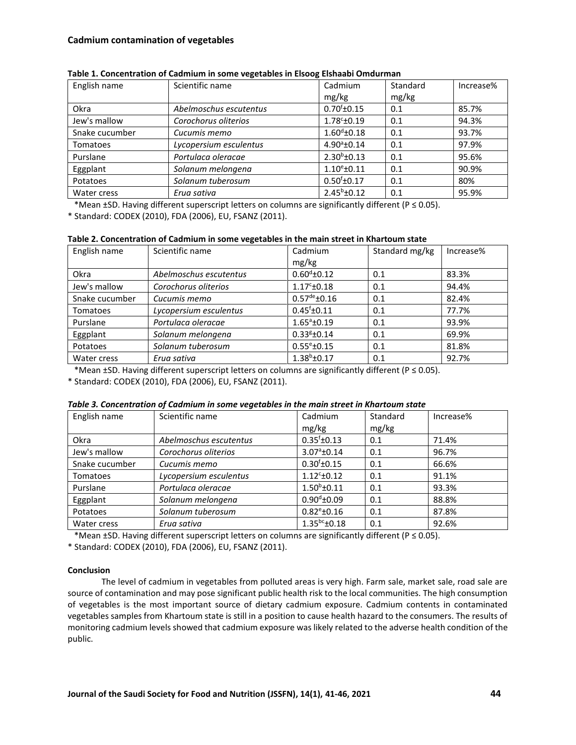### Cadmium contamination of vegetables

**Table 1. Concentration of Cadmium in some vegetables in Elsoog Elshaabi Omdurman**

| English name | Scientific name | Cadmium mg/kg | Standard mg/kg | Increase% |
|---|---|---|---|---|
| Okra | *Abelmoschus escutentus* | $0.70^{f}$±0.15 | 0.1 | 85.7% |
| Jew's mallow | *Corochorus oliterios* | $1.78^{c}$±0.19 | 0.1 | 94.3% |
| Snake cucumber | *Cucumis memo* | $1.60^{d}$±0.18 | 0.1 | 93.7% |
| Tomatoes | *Lycopersium esculentus* | $4.90^{a}$±0.14 | 0.1 | 97.9% |
| Purslane | *Portulaca oleracae* | $2.30^{b}$±0.13 | 0.1 | 95.6% |
| Eggplant | *Solanum melongena* | $1.10^{e}$±0.11 | 0.1 | 90.9% |
| Potatoes | *Solanum tuberosum* | $0.50^{f}$±0.17 | 0.1 | 80% |
| Water cress | *Erua sativa* | $2.45^{b}$±0.12 | 0.1 | 95.9% |

*Mean ±SD. Having different superscript letters on columns are significantly different (P ≤ 0.05).

* Standard: CODEX (2010), FDA (2006), EU, FSANZ (2011).

**Table 2. Concentration of Cadmium in some vegetables in the main street in Khartoum state**

| English name | Scientific name | Cadmium mg/kg | Standard mg/kg | Increase% |
|---|---|---|---|---|
| Okra | *Abelmoschus escutentus* | $0.60^{d}$±0.12 | 0.1 | 83.3% |
| Jew's mallow | *Corochorus oliterios* | $1.17^{c}$±0.18 | 0.1 | 94.4% |
| Snake cucumber | *Cucumis memo* | $0.57^{de}$±0.16 | 0.1 | 82.4% |
| Tomatoes | *Lycopersium esculentus* | $0.45^{f}$±0.11 | 0.1 | 77.7% |
| Purslane | *Portulaca oleracae* | $1.65^{a}$±0.19 | 0.1 | 93.9% |
| Eggplant | *Solanum melongena* | $0.33^{g}$±0.14 | 0.1 | 69.9% |
| Potatoes | *Solanum tuberosum* | $0.55^{e}$±0.15 | 0.1 | 81.8% |
| Water cress | *Erua sativa* | $1.38^{b}$±0.17 | 0.1 | 92.7% |

*Mean ±SD. Having different superscript letters on columns are significantly different (P ≤ 0.05).

* Standard: CODEX (2010), FDA (2006), EU, FSANZ (2011).

***Table 3. Concentration of Cadmium in some vegetables in the main street in Khartoum state***

| English name | Scientific name | Cadmium mg/kg | Standard mg/kg | Increase% |
|---|---|---|---|---|
| Okra | *Abelmoschus escutentus* | $0.35^{f}$±0.13 | 0.1 | 71.4% |
| Jew's mallow | *Corochorus oliterios* | $3.07^{a}$±0.14 | 0.1 | 96.7% |
| Snake cucumber | *Cucumis memo* | $0.30^{f}$±0.15 | 0.1 | 66.6% |
| Tomatoes | *Lycopersium esculentus* | $1.12^{c}$±0.12 | 0.1 | 91.1% |
| Purslane | *Portulaca oleracae* | $1.50^{b}$±0.11 | 0.1 | 93.3% |
| Eggplant | *Solanum melongena* | $0.90^{d}$±0.09 | 0.1 | 88.8% |
| Potatoes | *Solanum tuberosum* | $0.82^{e}$±0.16 | 0.1 | 87.8% |
| Water cress | *Erua sativa* | $1.35^{bc}$±0.18 | 0.1 | 92.6% |

*Mean ±SD. Having different superscript letters on columns are significantly different (P ≤ 0.05).

* Standard: CODEX (2010), FDA (2006), EU, FSANZ (2011).

#### Conclusion

The level of cadmium in vegetables from polluted areas is very high. Farm sale, market sale, road sale are source of contamination and may pose significant public health risk to the local communities. The high consumption of vegetables is the most important source of dietary cadmium exposure. Cadmium contents in contaminated vegetables samples from Khartoum state is still in a position to cause health hazard to the consumers. The results of monitoring cadmium levels showed that cadmium exposure was likely related to the adverse health condition of the public.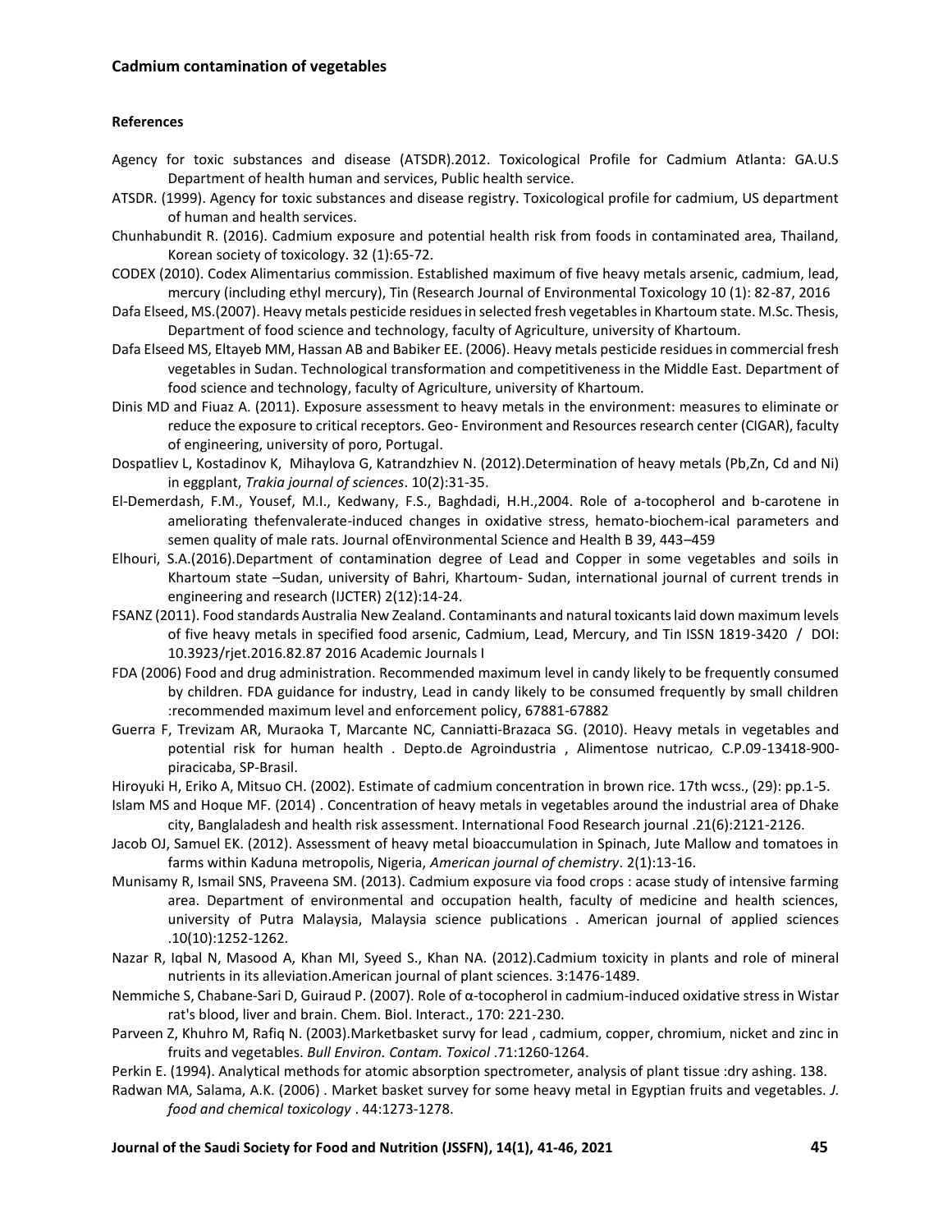## References

Agency for toxic substances and disease (ATSDR).2012. Toxicological Profile for Cadmium Atlanta: GA.U.S Department of health human and services, Public health service.

ATSDR. (1999). Agency for toxic substances and disease registry. Toxicological profile for cadmium, US department of human and health services.

Chunhabundit R. (2016). Cadmium exposure and potential health risk from foods in contaminated area, Thailand, Korean society of toxicology. 32 (1):65-72.

CODEX (2010). Codex Alimentarius commission. Established maximum of five heavy metals arsenic, cadmium, lead, mercury (including ethyl mercury), Tin (Research Journal of Environmental Toxicology 10 (1): 82-87, 2016

Dafa Elseed, MS.(2007). Heavy metals pesticide residues in selected fresh vegetables in Khartoum state. M.Sc. Thesis, Department of food science and technology, faculty of Agriculture, university of Khartoum.

Dafa Elseed MS, Eltayeb MM, Hassan AB and Babiker EE. (2006). Heavy metals pesticide residues in commercial fresh vegetables in Sudan. Technological transformation and competitiveness in the Middle East. Department of food science and technology, faculty of Agriculture, university of Khartoum.

Dinis MD and Fiuaz A. (2011). Exposure assessment to heavy metals in the environment: measures to eliminate or reduce the exposure to critical receptors. Geo- Environment and Resources research center (CIGAR), faculty of engineering, university of poro, Portugal.

Dospatliev L, Kostadinov K, Mihaylova G, Katrandzhiev N. (2012).Determination of heavy metals (Pb,Zn, Cd and Ni) in eggplant, *Trakia journal of sciences*. 10(2):31-35.

El-Demerdash, F.M., Yousef, M.I., Kedwany, F.S., Baghdadi, H.H.,2004. Role of a-tocopherol and b-carotene in ameliorating thefenvalerate-induced changes in oxidative stress, hemato-biochem-ical parameters and semen quality of male rats. Journal ofEnvironmental Science and Health B 39, 443–459

Elhouri, S.A.(2016).Department of contamination degree of Lead and Copper in some vegetables and soils in Khartoum state –Sudan, university of Bahri, Khartoum- Sudan, international journal of current trends in engineering and research (IJCTER) 2(12):14-24.

FSANZ (2011). Food standards Australia New Zealand. Contaminants and natural toxicants laid down maximum levels of five heavy metals in specified food arsenic, Cadmium, Lead, Mercury, and Tin ISSN 1819-3420 / DOI: 10.3923/rjet.2016.82.87 2016 Academic Journals I

FDA (2006) Food and drug administration. Recommended maximum level in candy likely to be frequently consumed by children. FDA guidance for industry, Lead in candy likely to be consumed frequently by small children :recommended maximum level and enforcement policy, 67881-67882

Guerra F, Trevizam AR, Muraoka T, Marcante NC, Canniatti-Brazaca SG. (2010). Heavy metals in vegetables and potential risk for human health . Depto.de Agroindustria , Alimentose nutricao, C.P.09-13418-900-piracicaba, SP-Brasil.

Hiroyuki H, Eriko A, Mitsuo CH. (2002). Estimate of cadmium concentration in brown rice. 17th wcss., (29): pp.1-5.

Islam MS and Hoque MF. (2014) . Concentration of heavy metals in vegetables around the industrial area of Dhake city, Banglaladesh and health risk assessment. International Food Research journal .21(6):2121-2126.

Jacob OJ, Samuel EK. (2012). Assessment of heavy metal bioaccumulation in Spinach, Jute Mallow and tomatoes in farms within Kaduna metropolis, Nigeria, *American journal of chemistry*. 2(1):13-16.

Munisamy R, Ismail SNS, Praveena SM. (2013). Cadmium exposure via food crops : acase study of intensive farming area. Department of environmental and occupation health, faculty of medicine and health sciences, university of Putra Malaysia, Malaysia science publications . American journal of applied sciences .10(10):1252-1262.

Nazar R, Iqbal N, Masood A, Khan MI, Syeed S., Khan NA. (2012).Cadmium toxicity in plants and role of mineral nutrients in its alleviation.American journal of plant sciences. 3:1476-1489.

Nemmiche S, Chabane-Sari D, Guiraud P. (2007). Role of α-tocopherol in cadmium-induced oxidative stress in Wistar rat's blood, liver and brain. Chem. Biol. Interact., 170: 221-230.

Parveen Z, Khuhro M, Rafiq N. (2003).Marketbasket survy for lead , cadmium, copper, chromium, nicket and zinc in fruits and vegetables. *Bull Environ. Contam. Toxicol* .71:1260-1264.

Perkin E. (1994). Analytical methods for atomic absorption spectrometer, analysis of plant tissue :dry ashing. 138.

Radwan MA, Salama, A.K. (2006) . Market basket survey for some heavy metal in Egyptian fruits and vegetables. *J. food and chemical toxicology* . 44:1273-1278.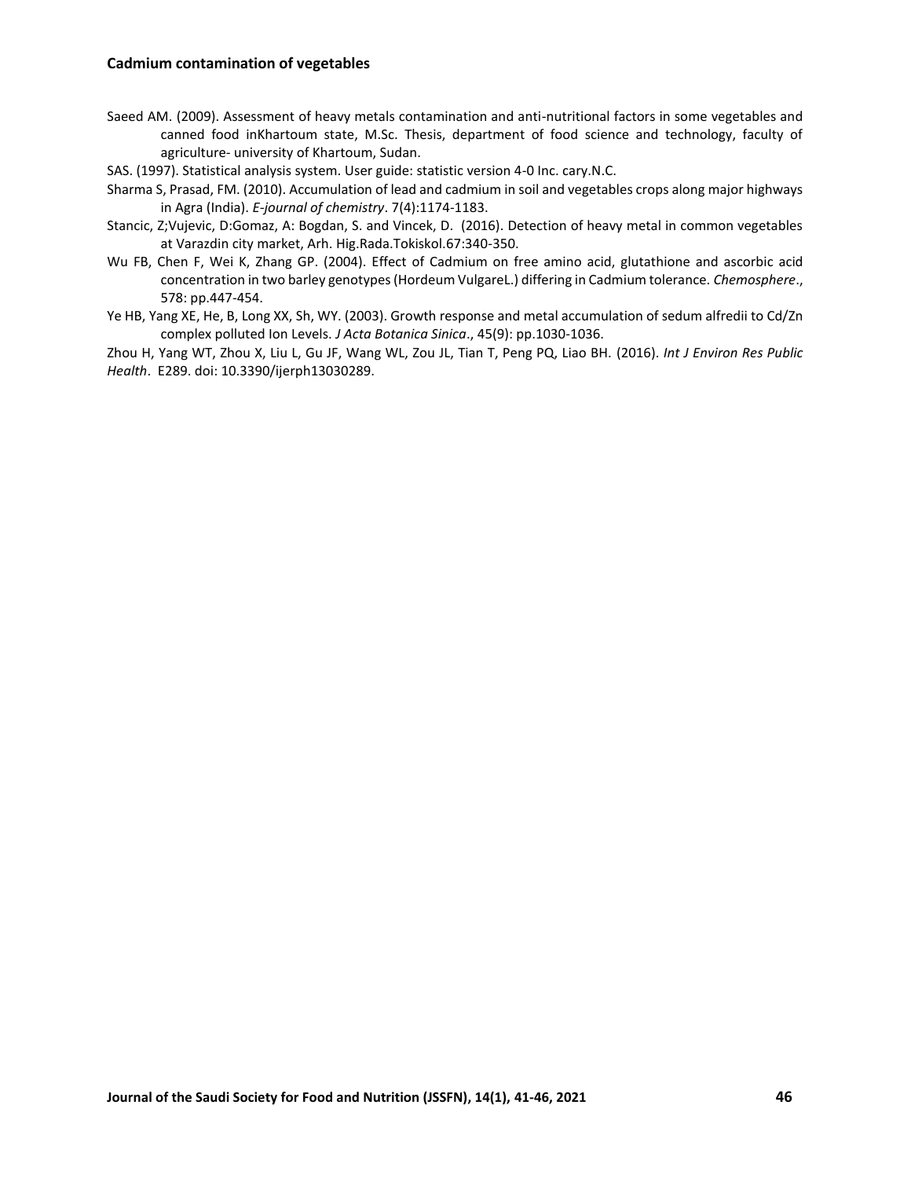Saeed AM. (2009). Assessment of heavy metals contamination and anti-nutritional factors in some vegetables and canned food inKhartoum state, M.Sc. Thesis, department of food science and technology, faculty of agriculture- university of Khartoum, Sudan.

SAS. (1997). Statistical analysis system. User guide: statistic version 4-0 Inc. cary.N.C.

Sharma S, Prasad, FM. (2010). Accumulation of lead and cadmium in soil and vegetables crops along major highways in Agra (India). *E-journal of chemistry*. 7(4):1174-1183.

Stancic, Z;Vujevic, D:Gomaz, A: Bogdan, S. and Vincek, D. (2016). Detection of heavy metal in common vegetables at Varazdin city market, Arh. Hig.Rada.Tokiskol.67:340-350.

Wu FB, Chen F, Wei K, Zhang GP. (2004). Effect of Cadmium on free amino acid, glutathione and ascorbic acid concentration in two barley genotypes (Hordeum VulgareL.) differing in Cadmium tolerance. *Chemosphere*., 578: pp.447-454.

Ye HB, Yang XE, He, B, Long XX, Sh, WY. (2003). Growth response and metal accumulation of sedum alfredii to Cd/Zn complex polluted Ion Levels. *J Acta Botanica Sinica*., 45(9): pp.1030-1036.

Zhou H, Yang WT, Zhou X, Liu L, Gu JF, Wang WL, Zou JL, Tian T, Peng PQ, Liao BH. (2016). *Int J Environ Res Public Health*. E289. doi: 10.3390/ijerph13030289.